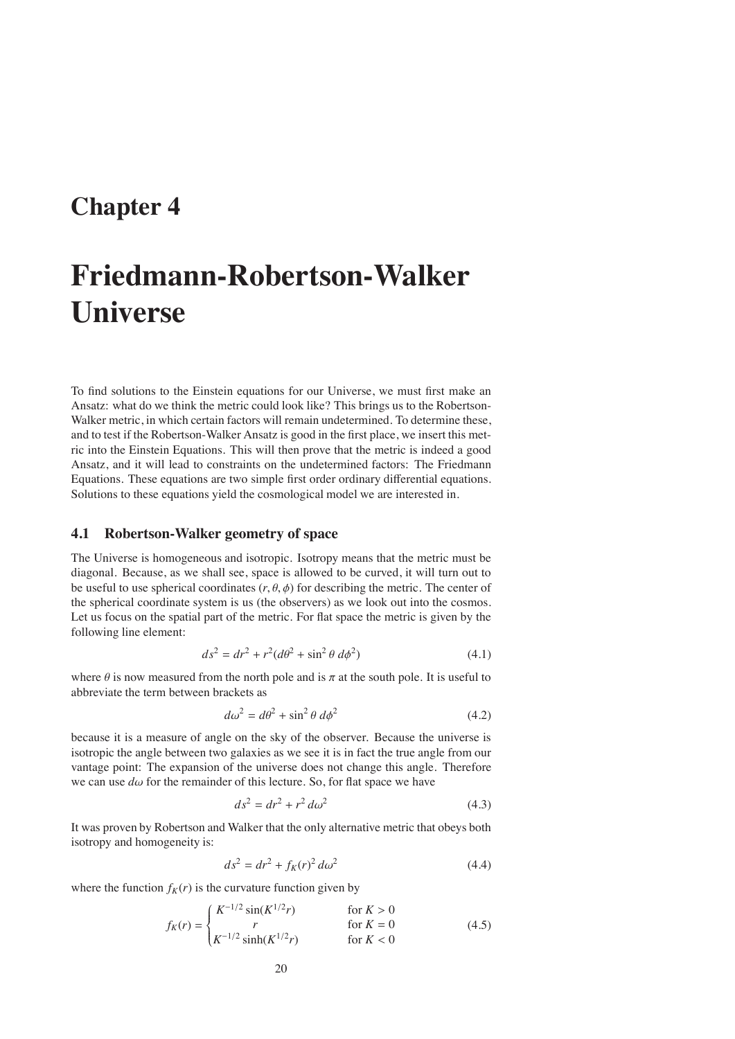# Chapter 4

# Friedmann-Robertson-Walker Universe

To find solutions to the Einstein equations for our Universe, we must first make an Ansatz: what do we think the metric could look like? This brings us to the Robertson-Walker metric, in which certain factors will remain undetermined. To determine these, and to test if the Robertson-Walker Ansatz is good in the first place, we insert this metric into the Einstein Equations. This will then prove that the metric is indeed a good Ansatz, and it will lead to constraints on the undetermined factors: The Friedmann Equations. These equations are two simple first order ordinary differential equations. Solutions to these equations yield the cosmological model we are interested in.

## 4.1 Robertson-Walker geometry of space

The Universe is homogeneous and isotropic. Isotropy means that the metric must be diagonal. Because, as we shall see, space is allowed to be curved, it will turn out to be useful to use spherical coordinates $(r, \theta, \phi)$ for describing the metric. The center of the spherical coordinate system is us (the observers) as we look out into the cosmos. Let us focus on the spatial part of the metric. For flat space the metric is given by the following line element:

$$ds^2 = dr^2 + r^2(d\theta^2 + \sin^2\theta\, d\phi^2) \tag{4.1}$$

where $\theta$ is now measured from the north pole and is $\pi$ at the south pole. It is useful to abbreviate the term between brackets as

$$d\omega^2 = d\theta^2 + \sin^2\theta\, d\phi^2 \tag{4.2}$$

because it is a measure of angle on the sky of the observer. Because the universe is isotropic the angle between two galaxies as we see it is in fact the true angle from our vantage point: The expansion of the universe does not change this angle. Therefore we can use $d\omega$ for the remainder of this lecture. So, for flat space we have

$$ds^2 = dr^2 + r^2\, d\omega^2 \tag{4.3}$$

It was proven by Robertson and Walker that the only alternative metric that obeys both isotropy and homogeneity is:

$$ds^2 = dr^2 + f_K(r)^2\, d\omega^2 \tag{4.4}$$

where the function $f_K(r)$ is the curvature function given by

$$f_K(r) = \begin{cases} K^{-1/2}\sin(K^{1/2}r) & \text{for } K > 0 \\ r & \text{for } K = 0 \\ K^{-1/2}\sinh(K^{1/2}r) & \text{for } K < 0 \end{cases} \tag{4.5}$$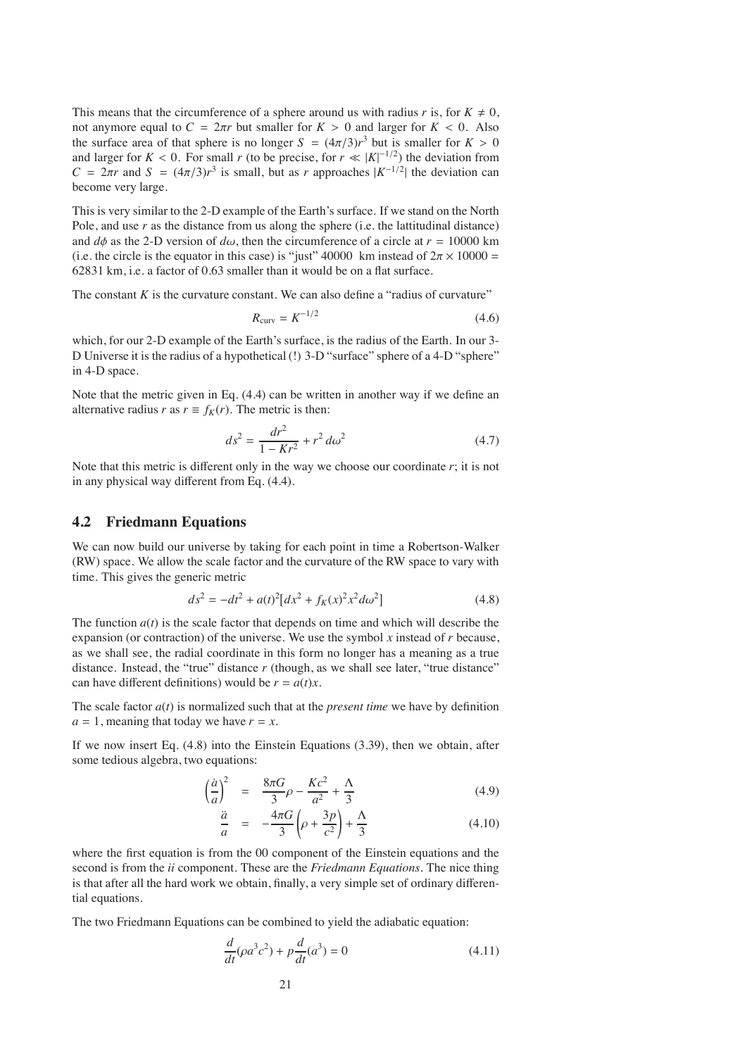This means that the circumference of a sphere around us with radius $r$ is, for $K \neq 0$, not anymore equal to $C = 2\pi r$ but smaller for $K > 0$ and larger for $K < 0$. Also the surface area of that sphere is no longer $S = (4\pi/3)r^3$ but is smaller for $K > 0$ and larger for $K < 0$. For small $r$ (to be precise, for $r \ll |K|^{-1/2}$) the deviation from $C = 2\pi r$ and $S = (4\pi/3)r^3$ is small, but as $r$ approaches $|K^{-1/2}|$ the deviation can become very large.

This is very similar to the 2-D example of the Earth's surface. If we stand on the North Pole, and use $r$ as the distance from us along the sphere (i.e. the lattitudinal distance) and $d\phi$ as the 2-D version of $d\omega$, then the circumference of a circle at $r = 10000$ km (i.e. the circle is the equator in this case) is "just" 40000 km instead of $2\pi \times 10000 = 62831$ km, i.e. a factor of 0.63 smaller than it would be on a flat surface.

The constant $K$ is the curvature constant. We can also define a "radius of curvature"

$$R_{\rm curv} = K^{-1/2} \tag{4.6}$$

which, for our 2-D example of the Earth's surface, is the radius of the Earth. In our 3-D Universe it is the radius of a hypothetical (!) 3-D "surface" sphere of a 4-D "sphere" in 4-D space.

Note that the metric given in Eq. (4.4) can be written in another way if we define an alternative radius $r$ as $r \equiv f_K(r)$. The metric is then:

$$ds^2 = \frac{dr^2}{1 - Kr^2} + r^2\, d\omega^2 \tag{4.7}$$

Note that this metric is different only in the way we choose our coordinate $r$; it is not in any physical way different from Eq. (4.4).

## 4.2 Friedmann Equations

We can now build our universe by taking for each point in time a Robertson-Walker (RW) space. We allow the scale factor and the curvature of the RW space to vary with time. This gives the generic metric

$$ds^2 = -dt^2 + a(t)^2[dx^2 + f_K(x)^2 x^2 d\omega^2] \tag{4.8}$$

The function $a(t)$ is the scale factor that depends on time and which will describe the expansion (or contraction) of the universe. We use the symbol $x$ instead of $r$ because, as we shall see, the radial coordinate in this form no longer has a meaning as a true distance. Instead, the "true" distance $r$ (though, as we shall see later, "true distance" can have different definitions) would be $r = a(t)x$.

The scale factor $a(t)$ is normalized such that at the *present time* we have by definition $a = 1$, meaning that today we have $r = x$.

If we now insert Eq. (4.8) into the Einstein Equations (3.39), then we obtain, after some tedious algebra, two equations:

$$\left(\frac{\dot{a}}{a}\right)^2 = \frac{8\pi G}{3}\rho - \frac{Kc^2}{a^2} + \frac{\Lambda}{3} \tag{4.9}$$

$$\frac{\ddot{a}}{a} = -\frac{4\pi G}{3}\left(\rho + \frac{3p}{c^2}\right) + \frac{\Lambda}{3} \tag{4.10}$$

where the first equation is from the 00 component of the Einstein equations and the second is from the *ii* component. These are the *Friedmann Equations*. The nice thing is that after all the hard work we obtain, finally, a very simple set of ordinary differential equations.

The two Friedmann Equations can be combined to yield the adiabatic equation:

$$\frac{d}{dt}(\rho a^3 c^2) + p\frac{d}{dt}(a^3) = 0 \tag{4.11}$$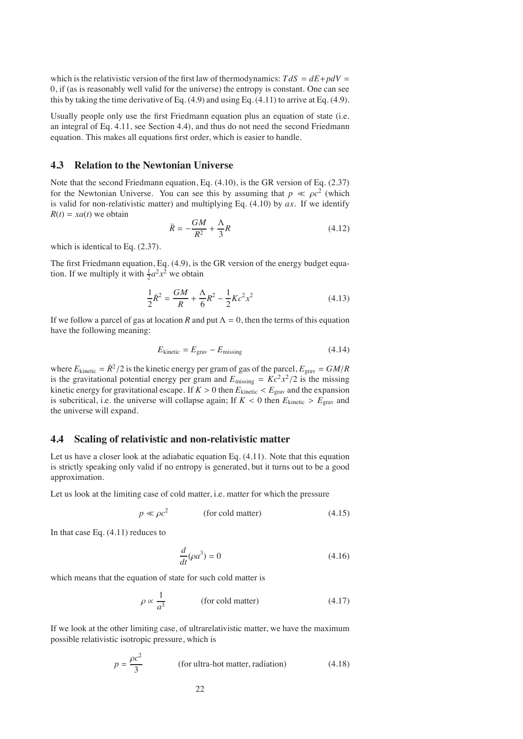which is the relativistic version of the first law of thermodynamics: $TdS = dE + pdV = 0$, if (as is reasonably well valid for the universe) the entropy is constant. One can see this by taking the time derivative of Eq. (4.9) and using Eq. (4.11) to arrive at Eq. (4.9).

Usually people only use the first Friedmann equation plus an equation of state (i.e. an integral of Eq. 4.11, see Section 4.4), and thus do not need the second Friedmann equation. This makes all equations first order, which is easier to handle.

## 4.3 Relation to the Newtonian Universe

Note that the second Friedmann equation, Eq. (4.10), is the GR version of Eq. (2.37) for the Newtonian Universe. You can see this by assuming that $p \ll \rho c^2$ (which is valid for non-relativistic matter) and multiplying Eq. (4.10) by $ax$. If we identify $R(t) = xa(t)$ we obtain

$$\ddot{R} = -\frac{GM}{R^2} + \frac{\Lambda}{3}R \tag{4.12}$$

which is identical to Eq. (2.37).

The first Friedmann equation, Eq. (4.9), is the GR version of the energy budget equation. If we multiply it with $\frac{1}{2}a^2x^2$ we obtain

$$\frac{1}{2}\dot{R}^2 = \frac{GM}{R} + \frac{\Lambda}{6}R^2 - \frac{1}{2}Kc^2x^2 \tag{4.13}$$

If we follow a parcel of gas at location $R$ and put $\Lambda = 0$, then the terms of this equation have the following meaning:

$$E_{\text{kinetic}} = E_{\text{grav}} - E_{\text{missing}} \tag{4.14}$$

where $E_{\text{kinetic}} = \dot{R}^2/2$ is the kinetic energy per gram of gas of the parcel, $E_{\text{grav}} = GM/R$ is the gravitational potential energy per gram and $E_{\text{missing}} = Kc^2x^2/2$ is the missing kinetic energy for gravitational escape. If $K > 0$ then $E_{\text{kinetic}} < E_{\text{grav}}$ and the expansion is subcritical, i.e. the universe will collapse again; If $K < 0$ then $E_{\text{kinetic}} > E_{\text{grav}}$ and the universe will expand.

## 4.4 Scaling of relativistic and non-relativistic matter

Let us have a closer look at the adiabatic equation Eq. (4.11). Note that this equation is strictly speaking only valid if no entropy is generated, but it turns out to be a good approximation.

Let us look at the limiting case of cold matter, i.e. matter for which the pressure

$$p \ll \rho c^2 \qquad \text{(for cold matter)} \tag{4.15}$$

In that case Eq. (4.11) reduces to

$$\frac{d}{dt}(\rho a^3) = 0 \tag{4.16}$$

which means that the equation of state for such cold matter is

$$\rho \propto \frac{1}{a^3} \qquad \text{(for cold matter)} \tag{4.17}$$

If we look at the other limiting case, of ultrarelativistic matter, we have the maximum possible relativistic isotropic pressure, which is

$$p = \frac{\rho c^2}{3} \qquad \text{(for ultra-hot matter, radiation)} \tag{4.18}$$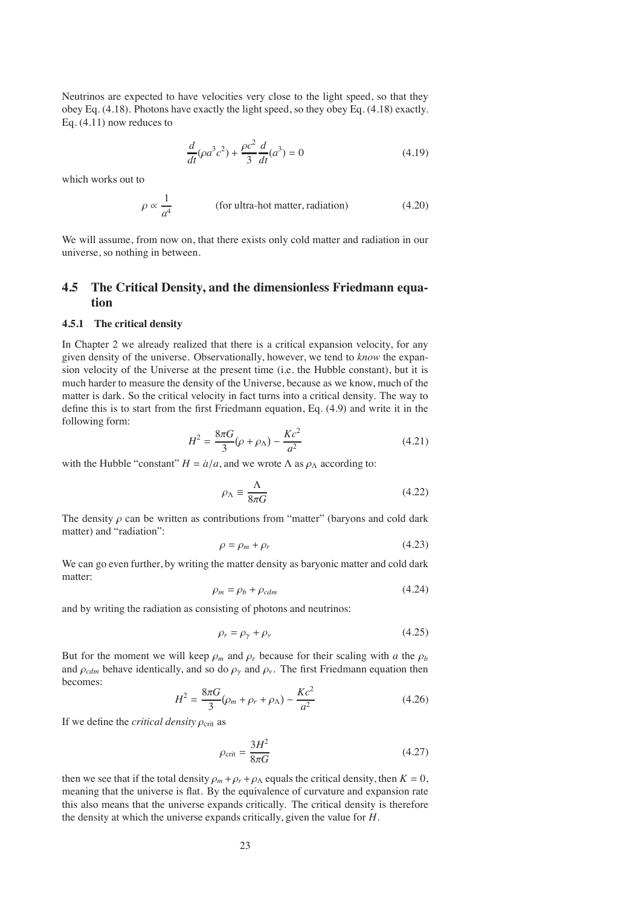Neutrinos are expected to have velocities very close to the light speed, so that they obey Eq. (4.18). Photons have exactly the light speed, so they obey Eq. (4.18) exactly. Eq. (4.11) now reduces to

$$\frac{d}{dt}(\rho a^3 c^2) + \frac{\rho c^2}{3}\frac{d}{dt}(a^3) = 0 \tag{4.19}$$

which works out to

$$\rho \propto \frac{1}{a^4} \qquad \text{(for ultra-hot matter, radiation)} \tag{4.20}$$

We will assume, from now on, that there exists only cold matter and radiation in our universe, so nothing in between.

## 4.5 The Critical Density, and the dimensionless Friedmann equation

### 4.5.1 The critical density

In Chapter 2 we already realized that there is a critical expansion velocity, for any given density of the universe. Observationally, however, we tend to *know* the expansion velocity of the Universe at the present time (i.e. the Hubble constant), but it is much harder to measure the density of the Universe, because as we know, much of the matter is dark. So the critical velocity in fact turns into a critical density. The way to define this is to start from the first Friedmann equation, Eq. (4.9) and write it in the following form:

$$H^2 = \frac{8\pi G}{3}(\rho + \rho_\Lambda) - \frac{Kc^2}{a^2} \tag{4.21}$$

with the Hubble "constant" $H = \dot{a}/a$, and we wrote $\Lambda$ as $\rho_\Lambda$ according to:

$$\rho_\Lambda \equiv \frac{\Lambda}{8\pi G} \tag{4.22}$$

The density $\rho$ can be written as contributions from "matter" (baryons and cold dark matter) and "radiation":

$$\rho = \rho_m + \rho_r \tag{4.23}$$

We can go even further, by writing the matter density as baryonic matter and cold dark matter:

$$\rho_m = \rho_b + \rho_{cdm} \tag{4.24}$$

and by writing the radiation as consisting of photons and neutrinos:

$$\rho_r = \rho_\gamma + \rho_\nu \tag{4.25}$$

But for the moment we will keep $\rho_m$ and $\rho_r$ because for their scaling with $a$ the $\rho_b$ and $\rho_{cdm}$ behave identically, and so do $\rho_\gamma$ and $\rho_\nu$. The first Friedmann equation then becomes:

$$H^2 = \frac{8\pi G}{3}(\rho_m + \rho_r + \rho_\Lambda) - \frac{Kc^2}{a^2} \tag{4.26}$$

If we define the *critical density* $\rho_{\text{crit}}$ as

$$\rho_{\text{crit}} = \frac{3H^2}{8\pi G} \tag{4.27}$$

then we see that if the total density $\rho_m + \rho_r + \rho_\Lambda$ equals the critical density, then $K = 0$, meaning that the universe is flat. By the equivalence of curvature and expansion rate this also means that the universe expands critically. The critical density is therefore the density at which the universe expands critically, given the value for $H$.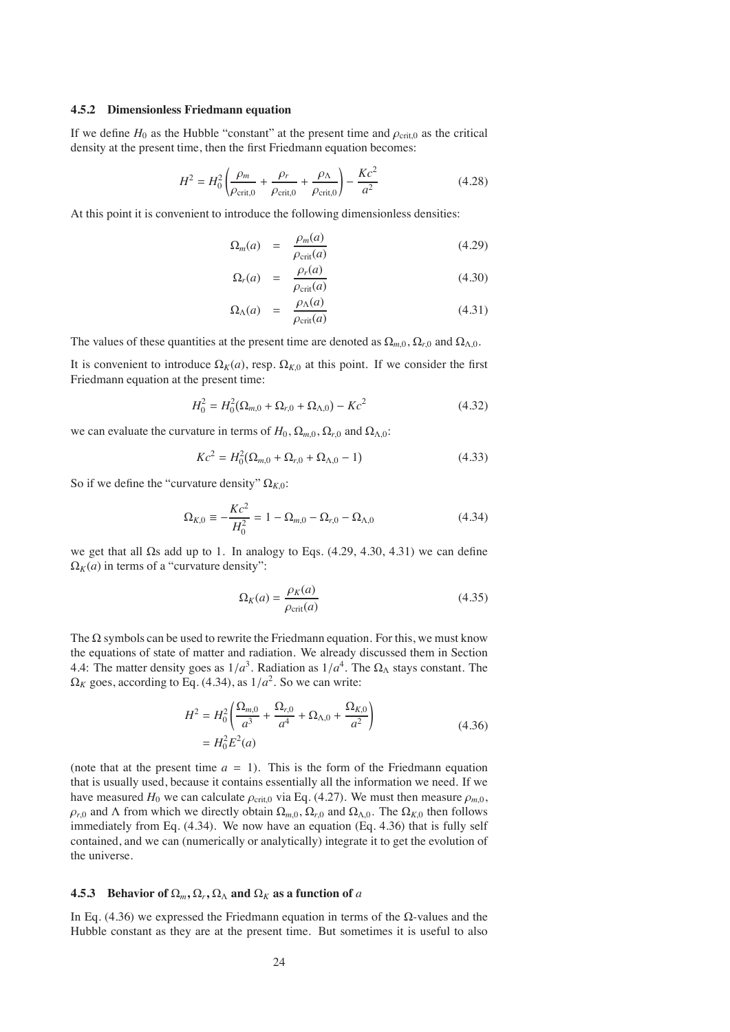### 4.5.2 Dimensionless Friedmann equation

If we define $H_0$ as the Hubble "constant" at the present time and $\rho_{\rm crit,0}$ as the critical density at the present time, then the first Friedmann equation becomes:

$$H^2 = H_0^2\left(\frac{\rho_m}{\rho_{\rm crit,0}} + \frac{\rho_r}{\rho_{\rm crit,0}} + \frac{\rho_\Lambda}{\rho_{\rm crit,0}}\right) - \frac{Kc^2}{a^2} \tag{4.28}$$

At this point it is convenient to introduce the following dimensionless densities:

$$\Omega_m(a) = \frac{\rho_m(a)}{\rho_{\rm crit}(a)} \tag{4.29}$$

$$\Omega_r(a) = \frac{\rho_r(a)}{\rho_{\rm crit}(a)} \tag{4.30}$$

$$\Omega_\Lambda(a) = \frac{\rho_\Lambda(a)}{\rho_{\rm crit}(a)} \tag{4.31}$$

The values of these quantities at the present time are denoted as $\Omega_{m,0}$, $\Omega_{r,0}$ and $\Omega_{\Lambda,0}$.

It is convenient to introduce $\Omega_K(a)$, resp. $\Omega_{K,0}$ at this point. If we consider the first Friedmann equation at the present time:

$$H_0^2 = H_0^2(\Omega_{m,0} + \Omega_{r,0} + \Omega_{\Lambda,0}) - Kc^2 \tag{4.32}$$

we can evaluate the curvature in terms of $H_0$, $\Omega_{m,0}$, $\Omega_{r,0}$ and $\Omega_{\Lambda,0}$:

$$Kc^2 = H_0^2(\Omega_{m,0} + \Omega_{r,0} + \Omega_{\Lambda,0} - 1) \tag{4.33}$$

So if we define the "curvature density" $\Omega_{K,0}$:

$$\Omega_{K,0} \equiv -\frac{Kc^2}{H_0^2} = 1 - \Omega_{m,0} - \Omega_{r,0} - \Omega_{\Lambda,0} \tag{4.34}$$

we get that all $\Omega$s add up to 1. In analogy to Eqs. (4.29, 4.30, 4.31) we can define $\Omega_K(a)$ in terms of a "curvature density":

$$\Omega_K(a) = \frac{\rho_K(a)}{\rho_{\rm crit}(a)} \tag{4.35}$$

The $\Omega$ symbols can be used to rewrite the Friedmann equation. For this, we must know the equations of state of matter and radiation. We already discussed them in Section 4.4: The matter density goes as $1/a^3$. Radiation as $1/a^4$. The $\Omega_\Lambda$ stays constant. The $\Omega_K$ goes, according to Eq. (4.34), as $1/a^2$. So we can write:

$$\begin{aligned} H^2 &= H_0^2\left(\frac{\Omega_{m,0}}{a^3} + \frac{\Omega_{r,0}}{a^4} + \Omega_{\Lambda,0} + \frac{\Omega_{K,0}}{a^2}\right) \\ &= H_0^2 E^2(a) \end{aligned} \tag{4.36}$$

(note that at the present time $a = 1$). This is the form of the Friedmann equation that is usually used, because it contains essentially all the information we need. If we have measured $H_0$ we can calculate $\rho_{\rm crit,0}$ via Eq. (4.27). We must then measure $\rho_{m,0}$, $\rho_{r,0}$ and $\Lambda$ from which we directly obtain $\Omega_{m,0}$, $\Omega_{r,0}$ and $\Omega_{\Lambda,0}$. The $\Omega_{K,0}$ then follows immediately from Eq. (4.34). We now have an equation (Eq. 4.36) that is fully self contained, and we can (numerically or analytically) integrate it to get the evolution of the universe.

### 4.5.3 Behavior of $\Omega_m$, $\Omega_r$, $\Omega_\Lambda$ and $\Omega_K$ as a function of $a$

In Eq. (4.36) we expressed the Friedmann equation in terms of the $\Omega$-values and the Hubble constant as they are at the present time. But sometimes it is useful to also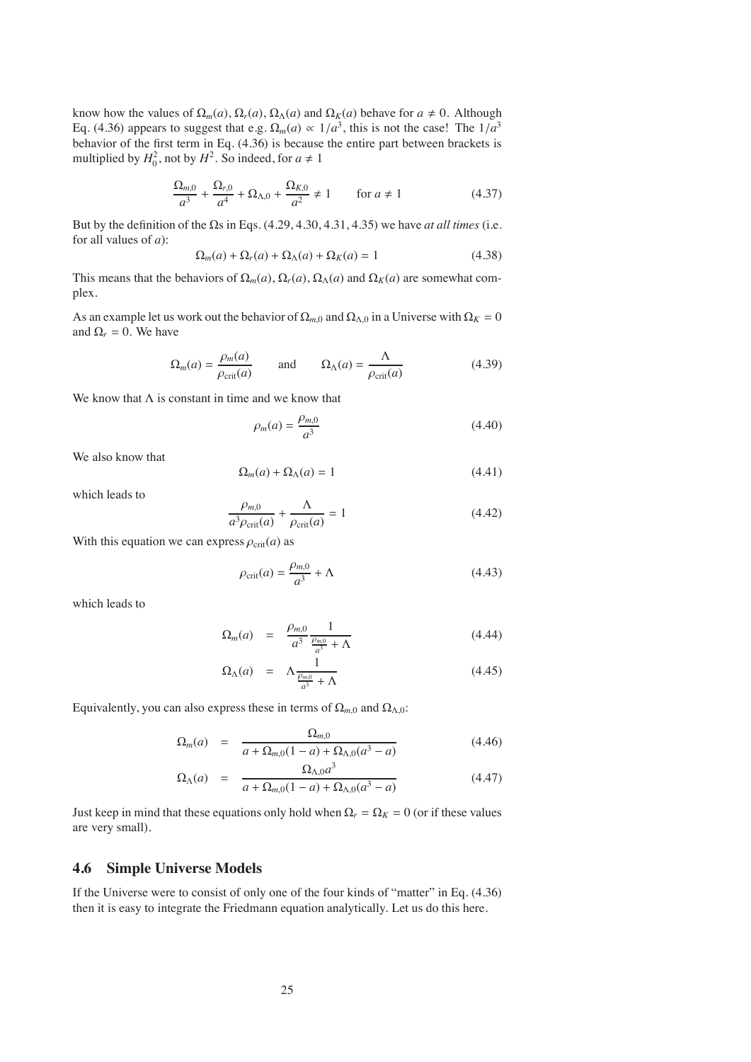know how the values of $\Omega_m(a)$, $\Omega_r(a)$, $\Omega_\Lambda(a)$ and $\Omega_K(a)$ behave for $a \neq 0$. Although Eq. (4.36) appears to suggest that e.g. $\Omega_m(a) \propto 1/a^3$, this is not the case! The $1/a^3$ behavior of the first term in Eq. (4.36) is because the entire part between brackets is multiplied by $H_0^2$, not by $H^2$. So indeed, for $a \neq 1$

$$\frac{\Omega_{m,0}}{a^3} + \frac{\Omega_{r,0}}{a^4} + \Omega_{\Lambda,0} + \frac{\Omega_{K,0}}{a^2} \neq 1 \qquad \text{for } a \neq 1 \tag{4.37}$$

But by the definition of the Ωs in Eqs. (4.29, 4.30, 4.31, 4.35) we have *at all times* (i.e. for all values of $a$):

$$\Omega_m(a) + \Omega_r(a) + \Omega_\Lambda(a) + \Omega_K(a) = 1 \tag{4.38}$$

This means that the behaviors of $\Omega_m(a)$, $\Omega_r(a)$, $\Omega_\Lambda(a)$ and $\Omega_K(a)$ are somewhat complex.

As an example let us work out the behavior of $\Omega_{m,0}$ and $\Omega_{\Lambda,0}$ in a Universe with $\Omega_K = 0$ and $\Omega_r = 0$. We have

$$\Omega_m(a) = \frac{\rho_m(a)}{\rho_{\text{crit}}(a)} \qquad \text{and} \qquad \Omega_\Lambda(a) = \frac{\Lambda}{\rho_{\text{crit}}(a)} \tag{4.39}$$

We know that Λ is constant in time and we know that

$$\rho_m(a) = \frac{\rho_{m,0}}{a^3} \tag{4.40}$$

We also know that

$$\Omega_m(a) + \Omega_\Lambda(a) = 1 \tag{4.41}$$

which leads to

$$\frac{\rho_{m,0}}{a^3 \rho_{\text{crit}}(a)} + \frac{\Lambda}{\rho_{\text{crit}}(a)} = 1 \tag{4.42}$$

With this equation we can express $\rho_{\text{crit}}(a)$ as

$$\rho_{\text{crit}}(a) = \frac{\rho_{m,0}}{a^3} + \Lambda \tag{4.43}$$

which leads to

$$\Omega_m(a) = \frac{\rho_{m,0}}{a^3} \frac{1}{\frac{\rho_{m,0}}{a^3} + \Lambda} \tag{4.44}$$

$$\Omega_\Lambda(a) = \Lambda \frac{1}{\frac{\rho_{m,0}}{a^3} + \Lambda} \tag{4.45}$$

Equivalently, you can also express these in terms of $\Omega_{m,0}$ and $\Omega_{\Lambda,0}$:

$$\Omega_m(a) = \frac{\Omega_{m,0}}{a + \Omega_{m,0}(1-a) + \Omega_{\Lambda,0}(a^3 - a)} \tag{4.46}$$

$$\Omega_\Lambda(a) = \frac{\Omega_{\Lambda,0} a^3}{a + \Omega_{m,0}(1-a) + \Omega_{\Lambda,0}(a^3 - a)} \tag{4.47}$$

Just keep in mind that these equations only hold when $\Omega_r = \Omega_K = 0$ (or if these values are very small).

## 4.6 Simple Universe Models

If the Universe were to consist of only one of the four kinds of "matter" in Eq. (4.36) then it is easy to integrate the Friedmann equation analytically. Let us do this here.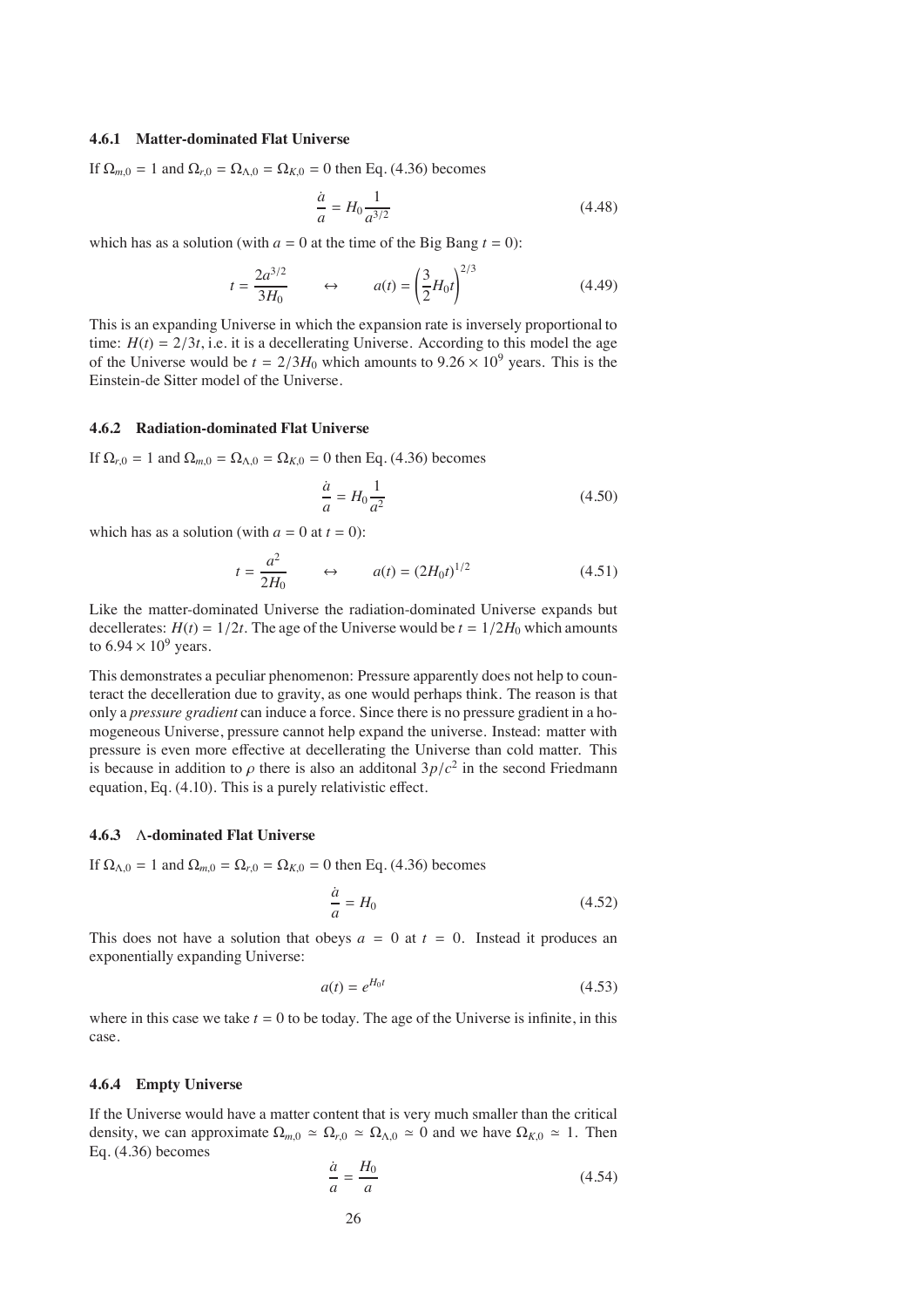### 4.6.1 Matter-dominated Flat Universe

If $\Omega_{m,0} = 1$ and $\Omega_{r,0} = \Omega_{\Lambda,0} = \Omega_{K,0} = 0$ then Eq. (4.36) becomes

$$\frac{\dot{a}}{a} = H_0 \frac{1}{a^{3/2}} \tag{4.48}$$

which has as a solution (with $a = 0$ at the time of the Big Bang $t = 0$):

$$t = \frac{2a^{3/2}}{3H_0} \qquad \leftrightarrow \qquad a(t) = \left(\frac{3}{2}H_0 t\right)^{2/3} \tag{4.49}$$

This is an expanding Universe in which the expansion rate is inversely proportional to time: $H(t) = 2/3t$, i.e. it is a decellerating Universe. According to this model the age of the Universe would be $t = 2/3H_0$ which amounts to $9.26 \times 10^9$ years. This is the Einstein-de Sitter model of the Universe.

### 4.6.2 Radiation-dominated Flat Universe

If $\Omega_{r,0} = 1$ and $\Omega_{m,0} = \Omega_{\Lambda,0} = \Omega_{K,0} = 0$ then Eq. (4.36) becomes

$$\frac{\dot{a}}{a} = H_0 \frac{1}{a^2} \tag{4.50}$$

which has as a solution (with $a = 0$ at $t = 0$):

$$t = \frac{a^2}{2H_0} \qquad \leftrightarrow \qquad a(t) = (2H_0 t)^{1/2} \tag{4.51}$$

Like the matter-dominated Universe the radiation-dominated Universe expands but decellerates: $H(t) = 1/2t$. The age of the Universe would be $t = 1/2H_0$ which amounts to $6.94 \times 10^9$ years.

This demonstrates a peculiar phenomenon: Pressure apparently does not help to counteract the decelleration due to gravity, as one would perhaps think. The reason is that only a *pressure gradient* can induce a force. Since there is no pressure gradient in a homogeneous Universe, pressure cannot help expand the universe. Instead: matter with pressure is even more effective at decellerating the Universe than cold matter. This is because in addition to $\rho$ there is also an additonal $3p/c^2$ in the second Friedmann equation, Eq. (4.10). This is a purely relativistic effect.

### 4.6.3 $\Lambda$-dominated Flat Universe

If $\Omega_{\Lambda,0} = 1$ and $\Omega_{m,0} = \Omega_{r,0} = \Omega_{K,0} = 0$ then Eq. (4.36) becomes

$$\frac{\dot{a}}{a} = H_0 \tag{4.52}$$

This does not have a solution that obeys $a = 0$ at $t = 0$. Instead it produces an exponentially expanding Universe:

$$a(t) = e^{H_0 t} \tag{4.53}$$

where in this case we take $t = 0$ to be today. The age of the Universe is infinite, in this case.

### 4.6.4 Empty Universe

If the Universe would have a matter content that is very much smaller than the critical density, we can approximate $\Omega_{m,0} \simeq \Omega_{r,0} \simeq \Omega_{\Lambda,0} \simeq 0$ and we have $\Omega_{K,0} \simeq 1$. Then Eq. (4.36) becomes

$$\frac{\dot{a}}{a} = \frac{H_0}{a} \tag{4.54}$$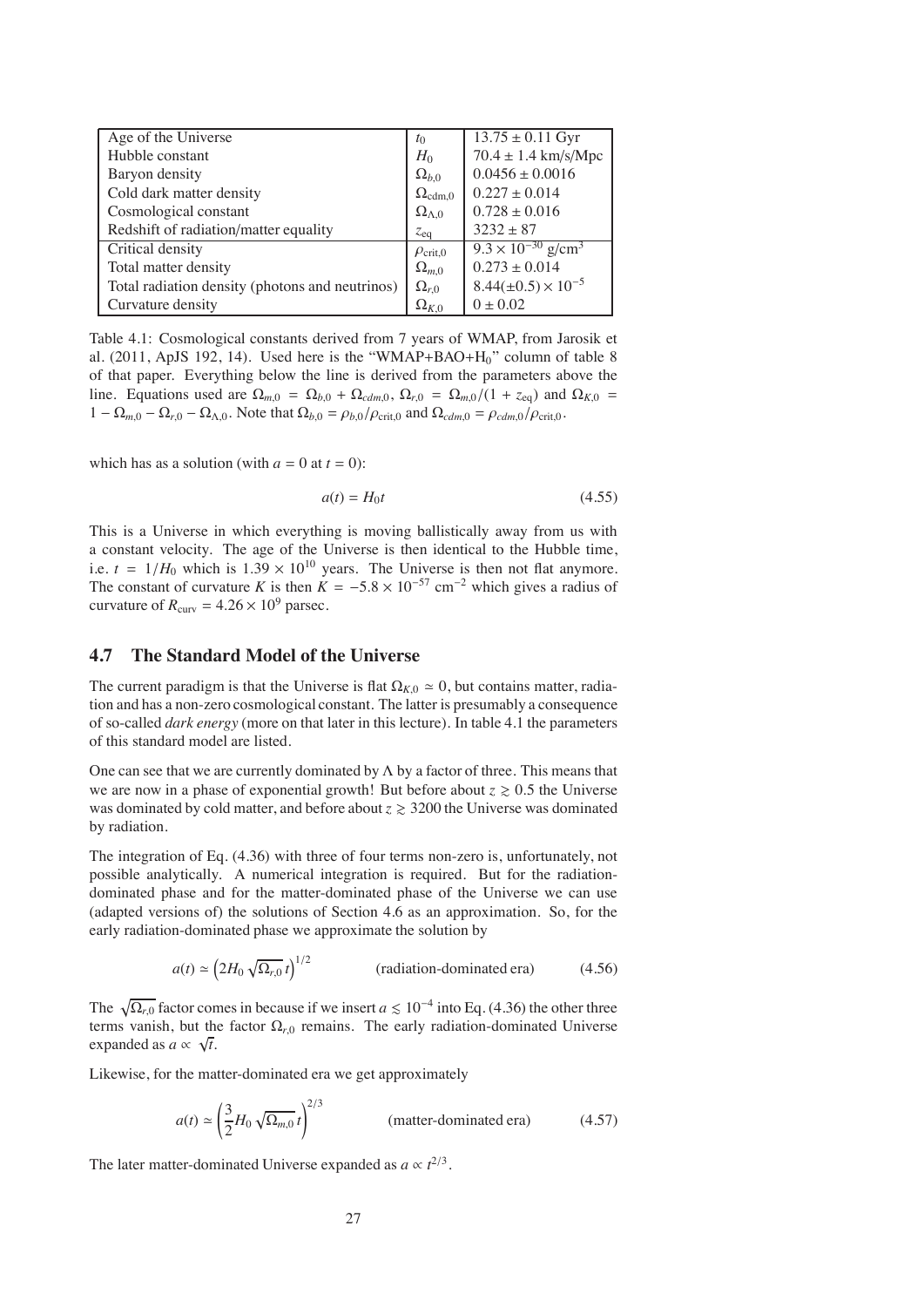| Quantity | Symbol | Value |
| --- | --- | --- |
| Age of the Universe | $t_0$ | $13.75 \pm 0.11$ Gyr |
| Hubble constant | $H_0$ | $70.4 \pm 1.4$ km/s/Mpc |
| Baryon density | $\Omega_{b,0}$ | $0.0456 \pm 0.0016$ |
| Cold dark matter density | $\Omega_{\mathrm{cdm},0}$ | $0.227 \pm 0.014$ |
| Cosmological constant | $\Omega_{\Lambda,0}$ | $0.728 \pm 0.016$ |
| Redshift of radiation/matter equality | $z_{\mathrm{eq}}$ | $3232 \pm 87$ |
| Critical density | $\rho_{\mathrm{crit},0}$ | $9.3 \times 10^{-30}$ g/cm$^3$ |
| Total matter density | $\Omega_{m,0}$ | $0.273 \pm 0.014$ |
| Total radiation density (photons and neutrinos) | $\Omega_{r,0}$ | $8.44(\pm 0.5) \times 10^{-5}$ |
| Curvature density | $\Omega_{K,0}$ | $0 \pm 0.02$ |

Table 4.1: Cosmological constants derived from 7 years of WMAP, from Jarosik et al. (2011, ApJS 192, 14). Used here is the "WMAP+BAO+H$_0$" column of table 8 of that paper. Everything below the line is derived from the parameters above the line. Equations used are $\Omega_{m,0} = \Omega_{b,0} + \Omega_{cdm,0}$, $\Omega_{r,0} = \Omega_{m,0}/(1 + z_{\mathrm{eq}})$ and $\Omega_{K,0} = 1 - \Omega_{m,0} - \Omega_{r,0} - \Omega_{\Lambda,0}$. Note that $\Omega_{b,0} = \rho_{b,0}/\rho_{\mathrm{crit},0}$ and $\Omega_{cdm,0} = \rho_{cdm,0}/\rho_{\mathrm{crit},0}$.

which has as a solution (with $a = 0$ at $t = 0$):

$$a(t) = H_0 t \tag{4.55}$$

This is a Universe in which everything is moving ballistically away from us with a constant velocity. The age of the Universe is then identical to the Hubble time, i.e. $t = 1/H_0$ which is $1.39 \times 10^{10}$ years. The Universe is then not flat anymore. The constant of curvature $K$ is then $K = -5.8 \times 10^{-57}$ cm$^{-2}$ which gives a radius of curvature of $R_{\mathrm{curv}} = 4.26 \times 10^9$ parsec.

## 4.7 The Standard Model of the Universe

The current paradigm is that the Universe is flat $\Omega_{K,0} \simeq 0$, but contains matter, radiation and has a non-zero cosmological constant. The latter is presumably a consequence of so-called *dark energy* (more on that later in this lecture). In table 4.1 the parameters of this standard model are listed.

One can see that we are currently dominated by $\Lambda$ by a factor of three. This means that we are now in a phase of exponential growth! But before about $z \gtrsim 0.5$ the Universe was dominated by cold matter, and before about $z \gtrsim 3200$ the Universe was dominated by radiation.

The integration of Eq. (4.36) with three of four terms non-zero is, unfortunately, not possible analytically. A numerical integration is required. But for the radiation-dominated phase and for the matter-dominated phase of the Universe we can use (adapted versions of) the solutions of Section 4.6 as an approximation. So, for the early radiation-dominated phase we approximate the solution by

$$a(t) \simeq \left(2H_0 \sqrt{\Omega_{r,0}}\, t\right)^{1/2} \qquad \text{(radiation-dominated era)} \tag{4.56}$$

The $\sqrt{\Omega_{r,0}}$ factor comes in because if we insert $a \lesssim 10^{-4}$ into Eq. (4.36) the other three terms vanish, but the factor $\Omega_{r,0}$ remains. The early radiation-dominated Universe expanded as $a \propto \sqrt{t}$.

Likewise, for the matter-dominated era we get approximately

$$a(t) \simeq \left(\frac{3}{2} H_0 \sqrt{\Omega_{m,0}}\, t\right)^{2/3} \qquad \text{(matter-dominated era)} \tag{4.57}$$

The later matter-dominated Universe expanded as $a \propto t^{2/3}$.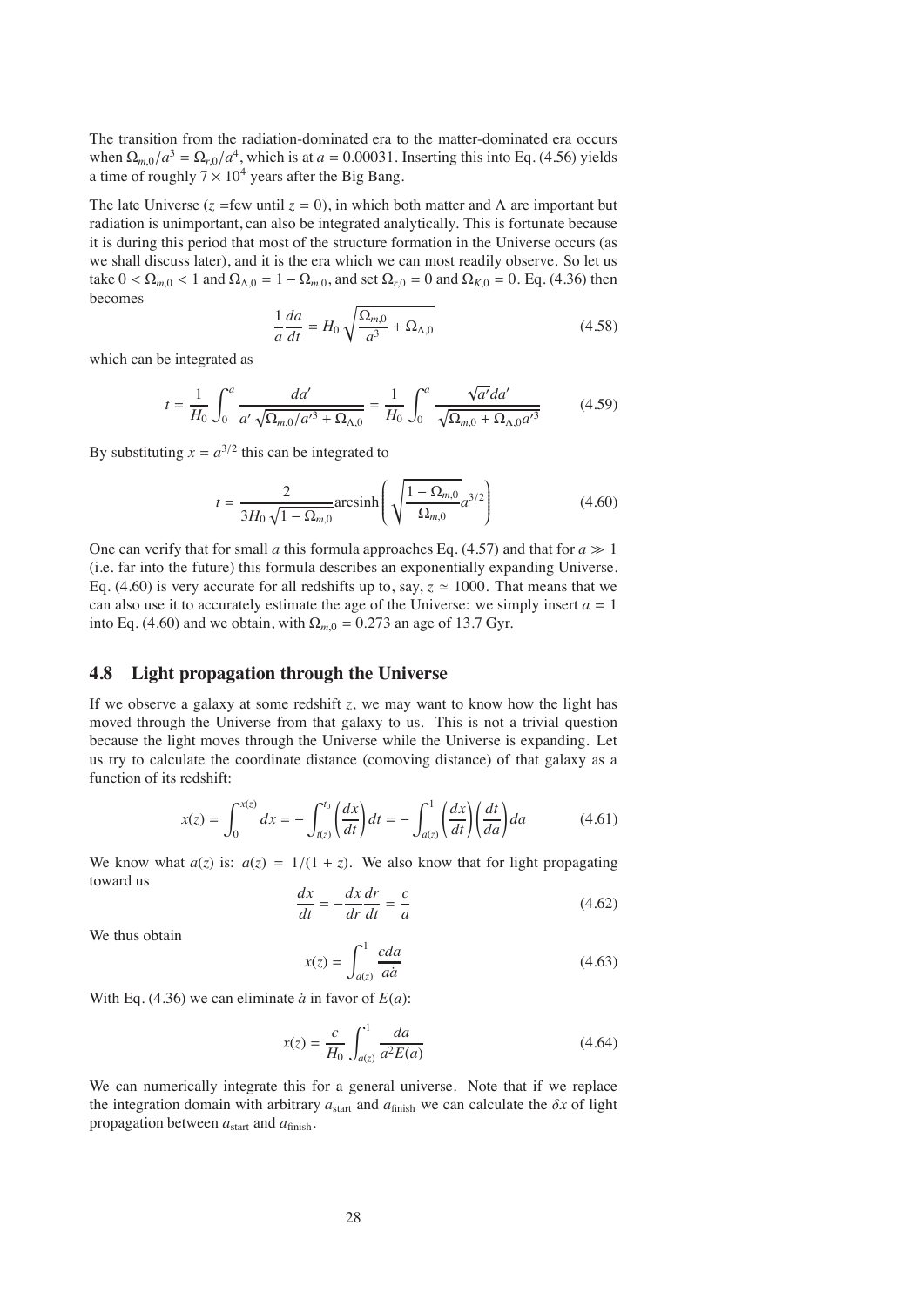The transition from the radiation-dominated era to the matter-dominated era occurs when $\Omega_{m,0}/a^3 = \Omega_{r,0}/a^4$, which is at $a = 0.00031$. Inserting this into Eq. (4.56) yields a time of roughly $7 \times 10^4$ years after the Big Bang.

The late Universe ($z$ =few until $z = 0$), in which both matter and $\Lambda$ are important but radiation is unimportant, can also be integrated analytically. This is fortunate because it is during this period that most of the structure formation in the Universe occurs (as we shall discuss later), and it is the era which we can most readily observe. So let us take $0 < \Omega_{m,0} < 1$ and $\Omega_{\Lambda,0} = 1 - \Omega_{m,0}$, and set $\Omega_{r,0} = 0$ and $\Omega_{K,0} = 0$. Eq. (4.36) then becomes

$$\frac{1}{a}\frac{da}{dt} = H_0 \sqrt{\frac{\Omega_{m,0}}{a^3} + \Omega_{\Lambda,0}} \tag{4.58}$$

which can be integrated as

$$t = \frac{1}{H_0}\int_0^a \frac{da'}{a'\sqrt{\Omega_{m,0}/a'^3 + \Omega_{\Lambda,0}}} = \frac{1}{H_0}\int_0^a \frac{\sqrt{a'}da'}{\sqrt{\Omega_{m,0} + \Omega_{\Lambda,0}a'^3}} \tag{4.59}$$

By substituting $x = a^{3/2}$ this can be integrated to

$$t = \frac{2}{3H_0\sqrt{1-\Omega_{m,0}}}\text{arcsinh}\left(\sqrt{\frac{1-\Omega_{m,0}}{\Omega_{m,0}}}a^{3/2}\right) \tag{4.60}$$

One can verify that for small $a$ this formula approaches Eq. (4.57) and that for $a \gg 1$ (i.e. far into the future) this formula describes an exponentially expanding Universe. Eq. (4.60) is very accurate for all redshifts up to, say, $z \simeq 1000$. That means that we can also use it to accurately estimate the age of the Universe: we simply insert $a = 1$ into Eq. (4.60) and we obtain, with $\Omega_{m,0} = 0.273$ an age of 13.7 Gyr.

## 4.8 Light propagation through the Universe

If we observe a galaxy at some redshift $z$, we may want to know how the light has moved through the Universe from that galaxy to us. This is not a trivial question because the light moves through the Universe while the Universe is expanding. Let us try to calculate the coordinate distance (comoving distance) of that galaxy as a function of its redshift:

$$x(z) = \int_0^{x(z)} dx = -\int_{t(z)}^{t_0}\left(\frac{dx}{dt}\right)dt = -\int_{a(z)}^{1}\left(\frac{dx}{dt}\right)\left(\frac{dt}{da}\right)da \tag{4.61}$$

We know what $a(z)$ is: $a(z) = 1/(1+z)$. We also know that for light propagating toward us

$$\frac{dx}{dt} = -\frac{dx}{dr}\frac{dr}{dt} = \frac{c}{a} \tag{4.62}$$

We thus obtain

$$x(z) = \int_{a(z)}^{1}\frac{c\,da}{a\dot{a}} \tag{4.63}$$

With Eq. (4.36) we can eliminate $\dot{a}$ in favor of $E(a)$:

$$x(z) = \frac{c}{H_0}\int_{a(z)}^{1}\frac{da}{a^2E(a)} \tag{4.64}$$

We can numerically integrate this for a general universe. Note that if we replace the integration domain with arbitrary $a_{\text{start}}$ and $a_{\text{finish}}$ we can calculate the $\delta x$ of light propagation between $a_{\text{start}}$ and $a_{\text{finish}}$.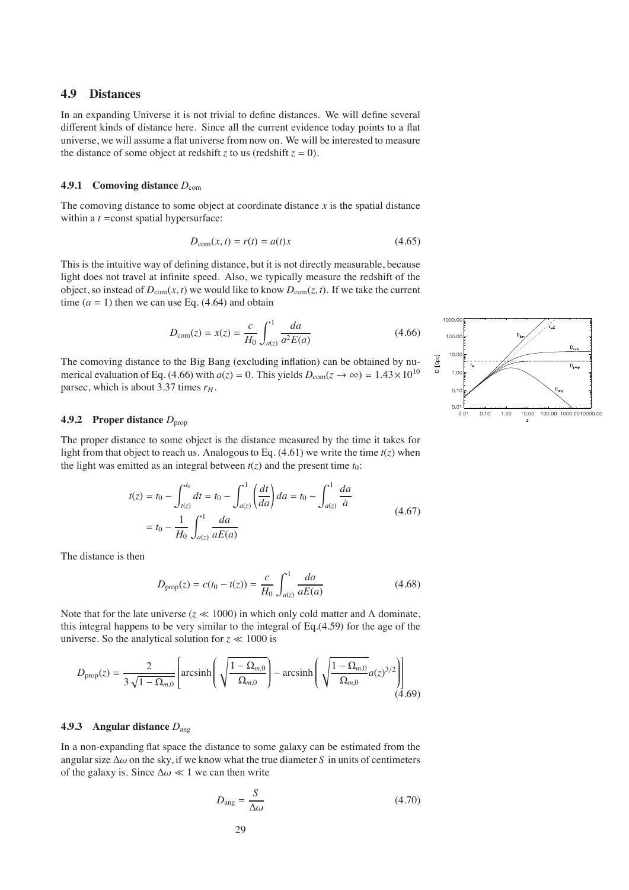## 4.9 Distances

In an expanding Universe it is not trivial to define distances. We will define several different kinds of distance here. Since all the current evidence today points to a flat universe, we will assume a flat universe from now on. We will be interested to measure the distance of some object at redshift $z$ to us (redshift $z = 0$).

### 4.9.1 Comoving distance $D_{\rm com}$

The comoving distance to some object at coordinate distance $x$ is the spatial distance within a $t$ =const spatial hypersurface:

$$D_{\rm com}(x, t) = r(t) = a(t)x \tag{4.65}$$

This is the intuitive way of defining distance, but it is not directly measurable, because light does not travel at infinite speed. Also, we typically measure the redshift of the object, so instead of $D_{\rm com}(x, t)$ we would like to know $D_{\rm com}(z, t)$. If we take the current time ($a = 1$) then we can use Eq. (4.64) and obtain

$$D_{\rm com}(z) = x(z) = \frac{c}{H_0}\int_{a(z)}^{1}\frac{da}{a^2E(a)} \tag{4.66}$$

The comoving distance to the Big Bang (excluding inflation) can be obtained by numerical evaluation of Eq. (4.66) with $a(z) = 0$. This yields $D_{\rm com}(z \to \infty) = 1.43\times10^{10}$ parsec, which is about 3.37 times $r_H$.

### 4.9.2 Proper distance $D_{\rm prop}$

The proper distance to some object is the distance measured by the time it takes for light from that object to reach us. Analogous to Eq. (4.61) we write the time $t(z)$ when the light was emitted as an integral between $t(z)$ and the present time $t_0$:

$$\begin{aligned} t(z) &= t_0 - \int_{t(z)}^{t_0} dt = t_0 - \int_{a(z)}^{1}\left(\frac{dt}{da}\right)da = t_0 - \int_{a(z)}^{1}\frac{da}{\dot{a}} \\ &= t_0 - \frac{1}{H_0}\int_{a(z)}^{1}\frac{da}{aE(a)} \end{aligned} \tag{4.67}$$

The distance is then

$$D_{\rm prop}(z) = c(t_0 - t(z)) = \frac{c}{H_0}\int_{a(z)}^{1}\frac{da}{aE(a)} \tag{4.68}$$

Note that for the late universe ($z \ll 1000$) in which only cold matter and $\Lambda$ dominate, this integral happens to be very similar to the integral of Eq.(4.59) for the age of the universe. So the analytical solution for $z \ll 1000$ is

$$D_{\rm prop}(z) = \frac{2}{3\sqrt{1-\Omega_{m,0}}}\left[\text{arcsinh}\left(\sqrt{\frac{1-\Omega_{m,0}}{\Omega_{m,0}}}\right) - \text{arcsinh}\left(\sqrt{\frac{1-\Omega_{m,0}}{\Omega_{m,0}}}a(z)^{3/2}\right)\right] \tag{4.69}$$

### 4.9.3 Angular distance $D_{\rm ang}$

In a non-expanding flat space the distance to some galaxy can be estimated from the angular size $\Delta\omega$ on the sky, if we know what the true diameter $S$ in units of centimeters of the galaxy is. Since $\Delta\omega \ll 1$ we can then write

$$D_{\rm ang} = \frac{S}{\Delta\omega} \tag{4.70}$$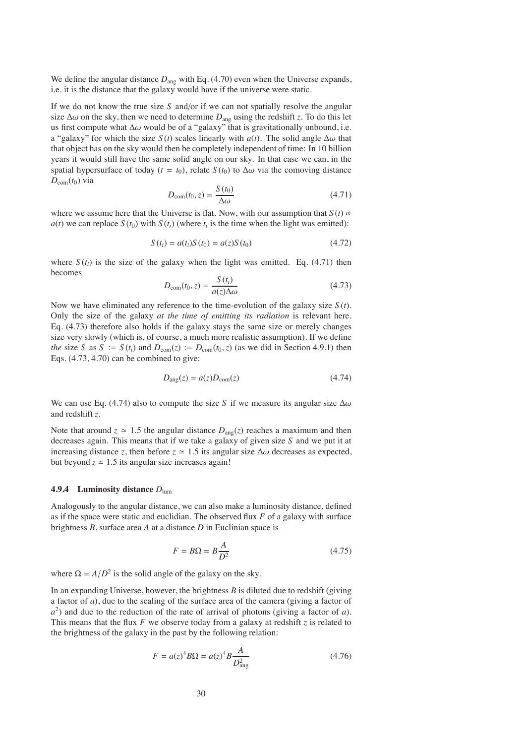We define the angular distance $D_{\rm ang}$ with Eq. (4.70) even when the Universe expands, i.e. it is the distance that the galaxy would have if the universe were static.

If we do not know the true size $S$ and/or if we can not spatially resolve the angular size $\Delta\omega$ on the sky, then we need to determine $D_{\rm ang}$ using the redshift $z$. To do this let us first compute what $\Delta\omega$ would be of a "galaxy" that is gravitationally unbound, i.e. a "galaxy" for which the size $S(t)$ scales linearly with $a(t)$. The solid angle $\Delta\omega$ that that object has on the sky would then be completely independent of time: In 10 billion years it would still have the same solid angle on our sky. In that case we can, in the spatial hypersurface of today ($t = t_0$), relate $S(t_0)$ to $\Delta\omega$ via the comoving distance $D_{\rm com}(t_0)$ via

$$D_{\rm com}(t_0, z) = \frac{S(t_0)}{\Delta\omega} \tag{4.71}$$

where we assume here that the Universe is flat. Now, with our assumption that $S(t) \propto a(t)$ we can replace $S(t_0)$ with $S(t_i)$ (where $t_i$ is the time when the light was emitted):

$$S(t_i) = a(t_i)S(t_0) = a(z)S(t_0) \tag{4.72}$$

where $S(t_i)$ is the size of the galaxy when the light was emitted. Eq. (4.71) then becomes

$$D_{\rm com}(t_0, z) = \frac{S(t_i)}{a(z)\Delta\omega} \tag{4.73}$$

Now we have eliminated any reference to the time-evolution of the galaxy size $S(t)$. Only the size of the galaxy *at the time of emitting its radiation* is relevant here. Eq. (4.73) therefore also holds if the galaxy stays the same size or merely changes size very slowly (which is, of course, a much more realistic assumption). If we define *the* size $S$ as $S := S(t_i)$ and $D_{\rm com}(z) := D_{\rm com}(t_0, z)$ (as we did in Section 4.9.1) then Eqs. (4.73, 4.70) can be combined to give:

$$D_{\rm ang}(z) = a(z)D_{\rm com}(z) \tag{4.74}$$

We can use Eq. (4.74) also to compute the size $S$ if we measure its angular size $\Delta\omega$ and redshift $z$.

Note that around $z \simeq 1.5$ the angular distance $D_{\rm ang}(z)$ reaches a maximum and then decreases again. This means that if we take a galaxy of given size $S$ and we put it at increasing distance $z$, then before $z \simeq 1.5$ its angular size $\Delta\omega$ decreases as expected, but beyond $z \simeq 1.5$ its angular size increases again!

### 4.9.4 Luminosity distance $D_{\rm lum}$

Analogously to the angular distance, we can also make a luminosity distance, defined as if the space were static and euclidian. The observed flux $F$ of a galaxy with surface brightness $B$, surface area $A$ at a distance $D$ in Euclinian space is

$$F = B\Omega = B\frac{A}{D^2} \tag{4.75}$$

where $\Omega = A/D^2$ is the solid angle of the galaxy on the sky.

In an expanding Universe, however, the brightness $B$ is diluted due to redshift (giving a factor of $a$), due to the scaling of the surface area of the camera (giving a factor of $a^2$) and due to the reduction of the rate of arrival of photons (giving a factor of $a$). This means that the flux $F$ we observe today from a galaxy at redshift $z$ is related to the brightness of the galaxy in the past by the following relation:

$$F = a(z)^4 B\Omega = a(z)^4 B\frac{A}{D_{\rm ang}^2} \tag{4.76}$$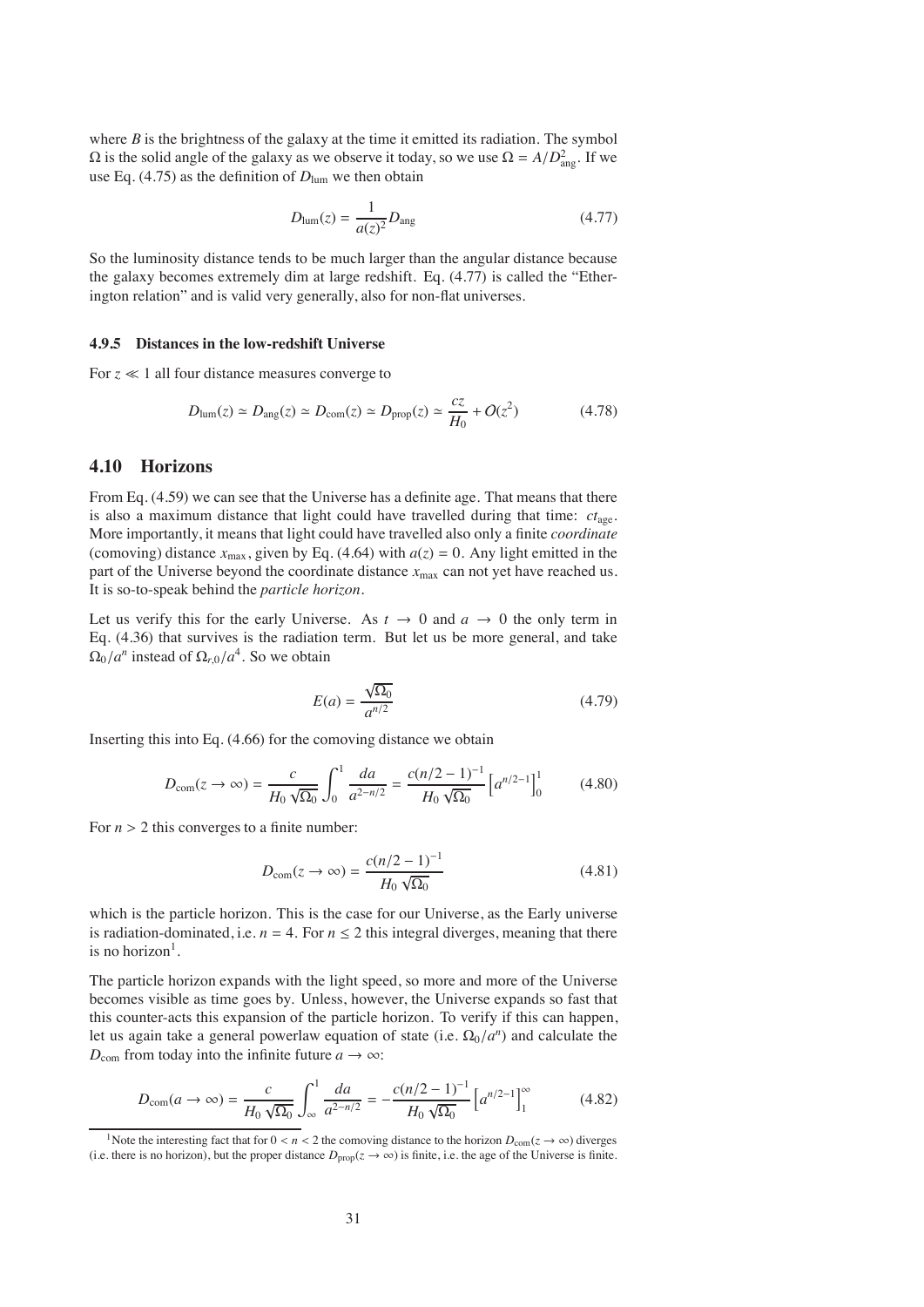where $B$ is the brightness of the galaxy at the time it emitted its radiation. The symbol $\Omega$ is the solid angle of the galaxy as we observe it today, so we use $\Omega = A/D_{\rm ang}^2$. If we use Eq. (4.75) as the definition of $D_{\rm lum}$ we then obtain

$$D_{\rm lum}(z) = \frac{1}{a(z)^2} D_{\rm ang} \tag{4.77}$$

So the luminosity distance tends to be much larger than the angular distance because the galaxy becomes extremely dim at large redshift. Eq. (4.77) is called the "Etherington relation" and is valid very generally, also for non-flat universes.

### 4.9.5 Distances in the low-redshift Universe

For $z \ll 1$ all four distance measures converge to

$$D_{\rm lum}(z) \simeq D_{\rm ang}(z) \simeq D_{\rm com}(z) \simeq D_{\rm prop}(z) \simeq \frac{cz}{H_0} + \mathcal{O}(z^2) \tag{4.78}$$

## 4.10 Horizons

From Eq. (4.59) we can see that the Universe has a definite age. That means that there is also a maximum distance that light could have travelled during that time: $ct_{\rm age}$. More importantly, it means that light could have travelled also only a finite *coordinate* (comoving) distance $x_{\rm max}$, given by Eq. (4.64) with $a(z) = 0$. Any light emitted in the part of the Universe beyond the coordinate distance $x_{\rm max}$ can not yet have reached us. It is so-to-speak behind the *particle horizon*.

Let us verify this for the early Universe. As $t \to 0$ and $a \to 0$ the only term in Eq. (4.36) that survives is the radiation term. But let us be more general, and take $\Omega_0/a^n$ instead of $\Omega_{r,0}/a^4$. So we obtain

$$E(a) = \frac{\sqrt{\Omega_0}}{a^{n/2}} \tag{4.79}$$

Inserting this into Eq. (4.66) for the comoving distance we obtain

$$D_{\rm com}(z \to \infty) = \frac{c}{H_0\sqrt{\Omega_0}} \int_0^1 \frac{da}{a^{2-n/2}} = \frac{c(n/2-1)^{-1}}{H_0\sqrt{\Omega_0}} \left[a^{n/2-1}\right]_0^1 \tag{4.80}$$

For $n > 2$ this converges to a finite number:

$$D_{\rm com}(z \to \infty) = \frac{c(n/2-1)^{-1}}{H_0\sqrt{\Omega_0}} \tag{4.81}$$

which is the particle horizon. This is the case for our Universe, as the Early universe is radiation-dominated, i.e. $n = 4$. For $n \leq 2$ this integral diverges, meaning that there is no horizon[1].

The particle horizon expands with the light speed, so more and more of the Universe becomes visible as time goes by. Unless, however, the Universe expands so fast that this counter-acts this expansion of the particle horizon. To verify if this can happen, let us again take a general powerlaw equation of state (i.e. $\Omega_0/a^n$) and calculate the $D_{\rm com}$ from today into the infinite future $a \to \infty$:

$$D_{\rm com}(a \to \infty) = \frac{c}{H_0\sqrt{\Omega_0}} \int_\infty^1 \frac{da}{a^{2-n/2}} = -\frac{c(n/2-1)^{-1}}{H_0\sqrt{\Omega_0}} \left[a^{n/2-1}\right]_1^\infty \tag{4.82}$$

[1] Note the interesting fact that for $0 < n < 2$ the comoving distance to the horizon $D_{\rm com}(z \to \infty)$ diverges (i.e. there is no horizon), but the proper distance $D_{\rm prop}(z \to \infty)$ is finite, i.e. the age of the Universe is finite.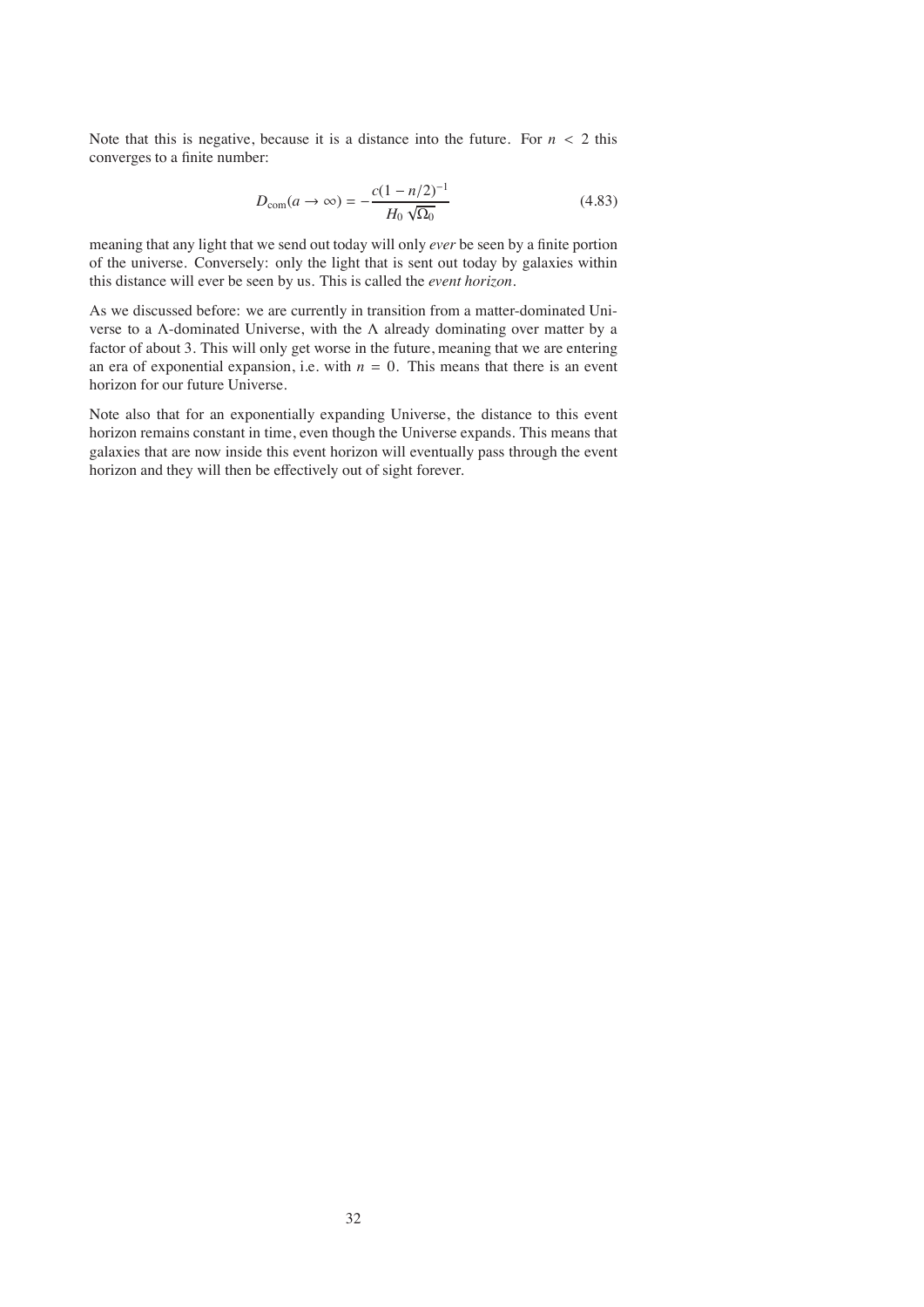Note that this is negative, because it is a distance into the future. For $n < 2$ this converges to a finite number:

$$D_{\rm com}(a \to \infty) = -\frac{c(1-n/2)^{-1}}{H_0\sqrt{\Omega_0}} \tag{4.83}$$

meaning that any light that we send out today will only *ever* be seen by a finite portion of the universe. Conversely: only the light that is sent out today by galaxies within this distance will ever be seen by us. This is called the *event horizon*.

As we discussed before: we are currently in transition from a matter-dominated Universe to a $\Lambda$-dominated Universe, with the $\Lambda$ already dominating over matter by a factor of about 3. This will only get worse in the future, meaning that we are entering an era of exponential expansion, i.e. with $n = 0$. This means that there is an event horizon for our future Universe.

Note also that for an exponentially expanding Universe, the distance to this event horizon remains constant in time, even though the Universe expands. This means that galaxies that are now inside this event horizon will eventually pass through the event horizon and they will then be effectively out of sight forever.